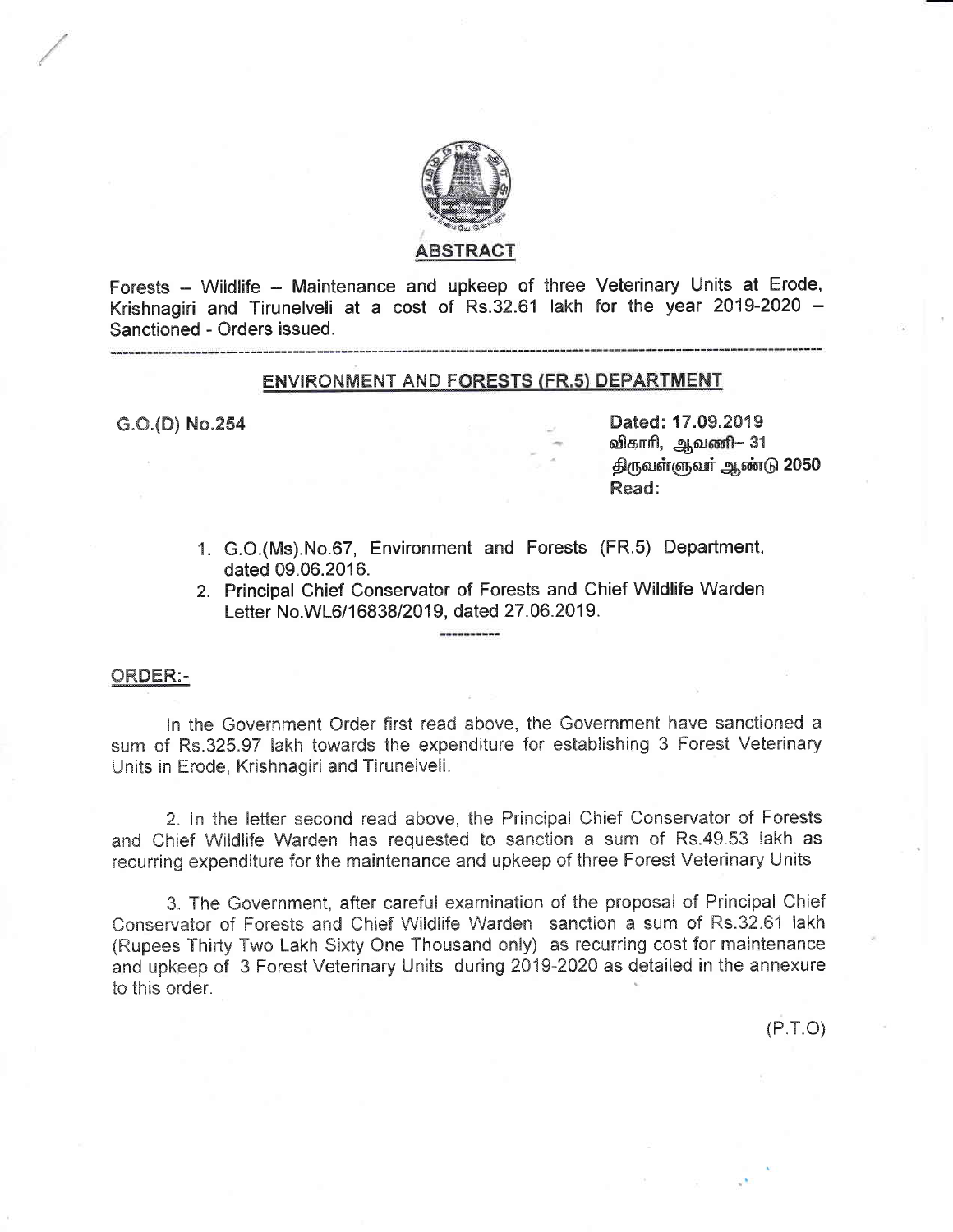## ABSTRACT

Forests – Wildlife – Maintenance and upkeep of three Veterinary Units at Erode, Krishnagiri and Tirunelveli at a cost of Rs.32.61 lakh for the year 2019-2020 – Sanctioned - Orders issued.

---

### ENVIRONMENT AND FORESTS (FR.5) DEPARTMENT

G.O.(D) No.254

Dated: 17.09.2019
விகாரி, ஆவணி– 31
திருவள்ளுவர் ஆண்டு 2050
Read:

1. G.O.(Ms).No.67, Environment and Forests (FR.5) Department, dated 09.06.2016.
2. Principal Chief Conservator of Forests and Chief Wildlife Warden Letter No.WL6/16838/2019, dated 27.06.2019.

-----------

**ORDER:-**

In the Government Order first read above, the Government have sanctioned a sum of Rs.325.97 lakh towards the expenditure for establishing 3 Forest Veterinary Units in Erode, Krishnagiri and Tirunelveli.

2. In the letter second read above, the Principal Chief Conservator of Forests and Chief Wildlife Warden has requested to sanction a sum of Rs.49.53 lakh as recurring expenditure for the maintenance and upkeep of three Forest Veterinary Units

3. The Government, after careful examination of the proposal of Principal Chief Conservator of Forests and Chief Wildlife Warden sanction a sum of Rs.32.61 lakh (Rupees Thirty Two Lakh Sixty One Thousand only) as recurring cost for maintenance and upkeep of 3 Forest Veterinary Units during 2019-2020 as detailed in the annexure to this order.

(P.T.O)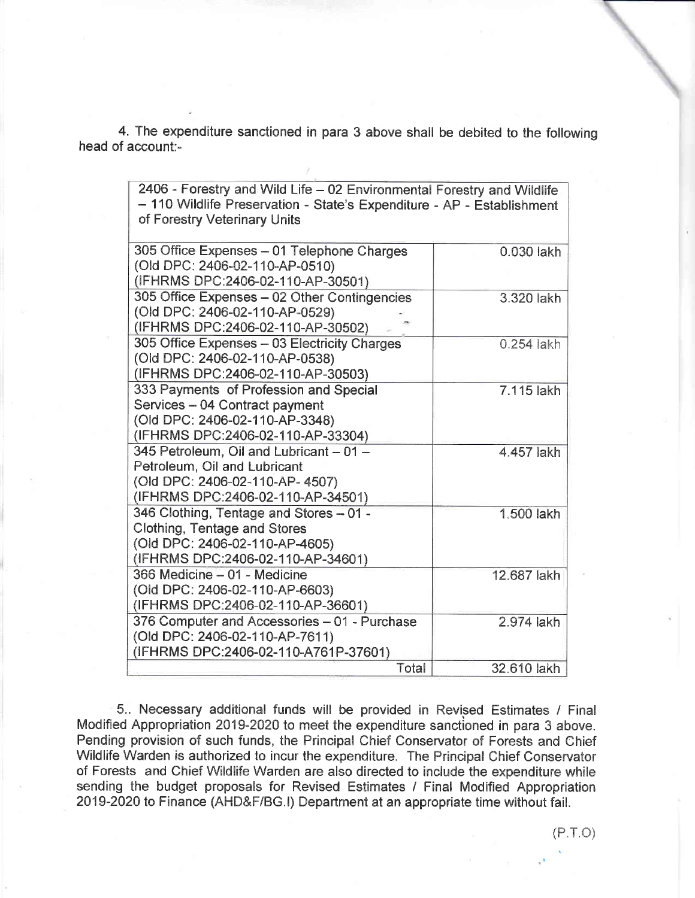4. The expenditure sanctioned in para 3 above shall be debited to the following head of account:-

| 2406 - Forestry and Wild Life – 02 Environmental Forestry and Wildlife – 110 Wildlife Preservation - State's Expenditure - AP - Establishment of Forestry Veterinary Units | |
|---|---|
| 305 Office Expenses – 01 Telephone Charges (Old DPC: 2406-02-110-AP-0510) (IFHRMS DPC:2406-02-110-AP-30501) | 0.030 lakh |
| 305 Office Expenses – 02 Other Contingencies (Old DPC: 2406-02-110-AP-0529) (IFHRMS DPC:2406-02-110-AP-30502) | 3.320 lakh |
| 305 Office Expenses – 03 Electricity Charges (Old DPC: 2406-02-110-AP-0538) (IFHRMS DPC:2406-02-110-AP-30503) | 0.254 lakh |
| 333 Payments of Profession and Special Services – 04 Contract payment (Old DPC: 2406-02-110-AP-3348) (IFHRMS DPC:2406-02-110-AP-33304) | 7.115 lakh |
| 345 Petroleum, Oil and Lubricant – 01 – Petroleum, Oil and Lubricant (Old DPC: 2406-02-110-AP- 4507) (IFHRMS DPC:2406-02-110-AP-34501) | 4.457 lakh |
| 346 Clothing, Tentage and Stores – 01 - Clothing, Tentage and Stores (Old DPC: 2406-02-110-AP-4605) (IFHRMS DPC:2406-02-110-AP-34601) | 1.500 lakh |
| 366 Medicine – 01 - Medicine (Old DPC: 2406-02-110-AP-6603) (IFHRMS DPC:2406-02-110-AP-36601) | 12.687 lakh |
| 376 Computer and Accessories – 01 - Purchase (Old DPC: 2406-02-110-AP-7611) (IFHRMS DPC:2406-02-110-A761P-37601) | 2.974 lakh |
| Total | 32.610 lakh |

5.. Necessary additional funds will be provided in Revised Estimates / Final Modified Appropriation 2019-2020 to meet the expenditure sanctioned in para 3 above. Pending provision of such funds, the Principal Chief Conservator of Forests and Chief Wildlife Warden is authorized to incur the expenditure. The Principal Chief Conservator of Forests and Chief Wildlife Warden are also directed to include the expenditure while sending the budget proposals for Revised Estimates / Final Modified Appropriation 2019-2020 to Finance (AHD&F/BG.I) Department at an appropriate time without fail.

(P.T.O)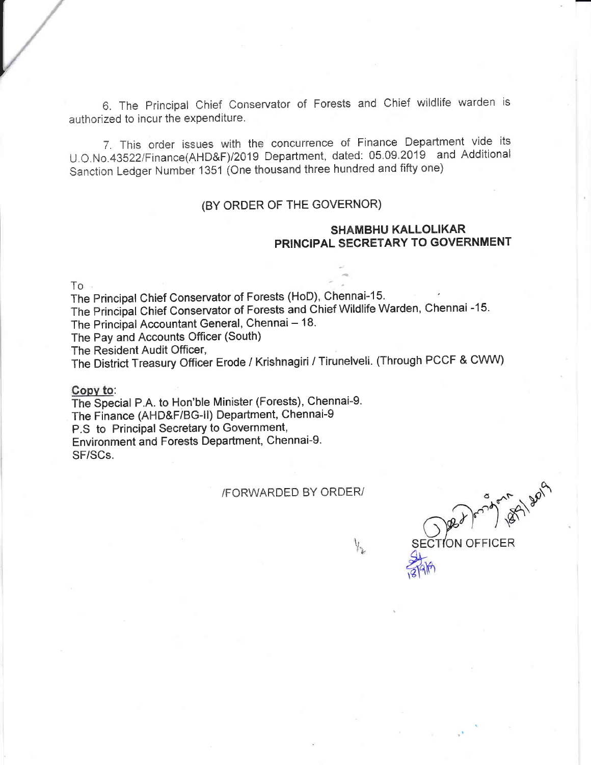6. The Principal Chief Conservator of Forests and Chief wildlife warden is authorized to incur the expenditure.

7. This order issues with the concurrence of Finance Department vide its U.O.No.43522/Finance(AHD&F)/2019 Department, dated: 05.09.2019 and Additional Sanction Ledger Number 1351 (One thousand three hundred and fifty one)

(BY ORDER OF THE GOVERNOR)

**SHAMBHU KALLOLIKAR**
**PRINCIPAL SECRETARY TO GOVERNMENT**

To
The Principal Chief Conservator of Forests (HoD), Chennai-15.
The Principal Chief Conservator of Forests and Chief Wildlife Warden, Chennai -15.
The Principal Accountant General, Chennai – 18.
The Pay and Accounts Officer (South)
The Resident Audit Officer,
The District Treasury Officer Erode / Krishnagiri / Tirunelveli. (Through PCCF & CWW)

**Copy to**:
The Special P.A. to Hon'ble Minister (Forests), Chennai-9.
The Finance (AHD&F/BG-II) Department, Chennai-9
P.S to Principal Secretary to Government,
Environment and Forests Department, Chennai-9.
SF/SCs.

/FORWARDED BY ORDER/

18/9/2019
SECTION OFFICER
18/9/19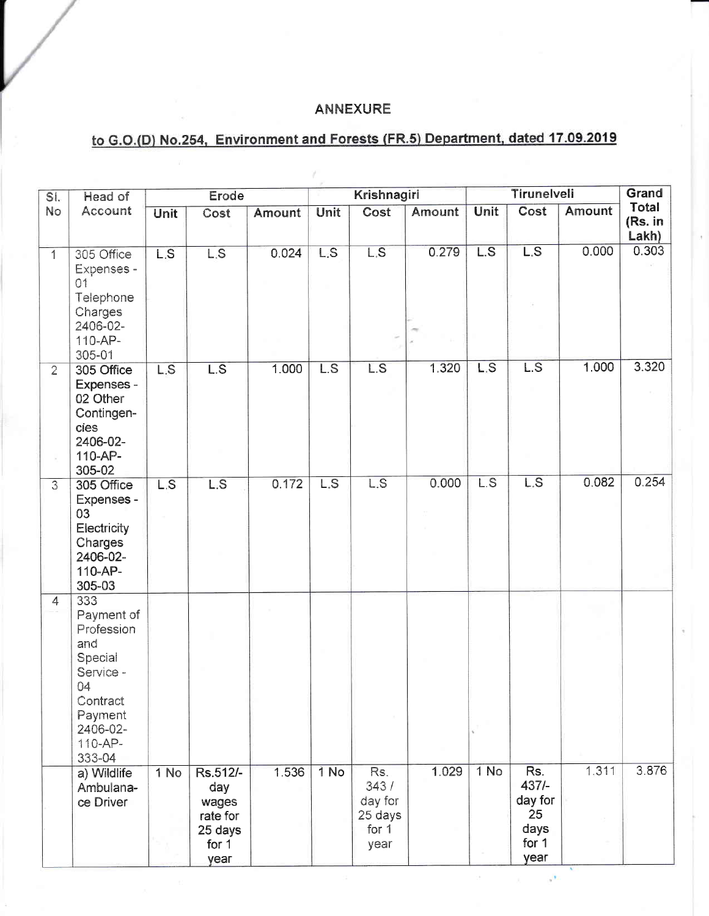## ANNEXURE

### to G.O.(D) No.254, Environment and Forests (FR.5) Department, dated 17.09.2019

| Sl. No | Head of Account | Erode | | | Krishnagiri | | | Tirunelveli | | | Grand Total (Rs. in Lakh) |
|---|---|---|---|---|---|---|---|---|---|---|---|
| | | Unit | Cost | Amount | Unit | Cost | Amount | Unit | Cost | Amount | |
| 1 | 305 Office Expenses - 01 Telephone Charges 2406-02-110-AP-305-01 | L.S | L.S | 0.024 | L.S | L.S | 0.279 | L.S | L.S | 0.000 | 0.303 |
| 2 | 305 Office Expenses - 02 Other Contingencies 2406-02-110-AP-305-02 | L.S | L.S | 1.000 | L.S | L.S | 1.320 | L.S | L.S | 1.000 | 3.320 |
| 3 | 305 Office Expenses - 03 Electricity Charges 2406-02-110-AP-305-03 | L.S | L.S | 0.172 | L.S | L.S | 0.000 | L.S | L.S | 0.082 | 0.254 |
| 4 | 333 Payment of Profession and Special Service - 04 Contract Payment 2406-02-110-AP-333-04 | | | | | | | | | | |
| | a) Wildlife Ambulanace Driver | 1 No | Rs.512/- day wages rate for 25 days for 1 year | 1.536 | 1 No | Rs. 343 / day for 25 days for 1 year | 1.029 | 1 No | Rs. 437/- day for 25 days for 1 year | 1.311 | 3.876 |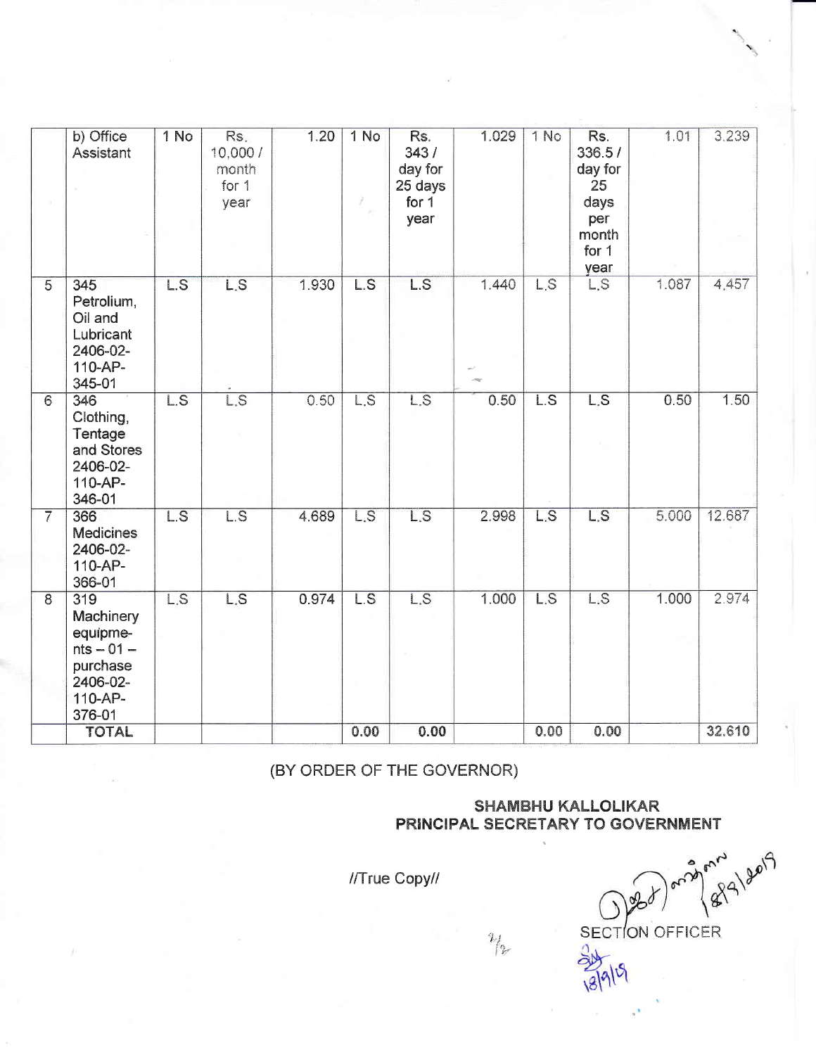| | | | | | | | | | | | |
|---|---|---|---|---|---|---|---|---|---|---|---|
| | b) Office Assistant | 1 No | Rs. 10,000 / month for 1 year | 1.20 | 1 No | Rs. 343 / day for 25 days for 1 year | 1.029 | 1 No | Rs. 336.5 / day for 25 days per month for 1 year | 1.01 | 3.239 |
| 5 | 345 Petrolium, Oil and Lubricant 2406-02-110-AP-345-01 | L.S | L.S | 1.930 | L.S | L.S | 1.440 | L.S | L.S | 1.087 | 4.457 |
| 6 | 346 Clothing, Tentage and Stores 2406-02-110-AP-346-01 | L.S | L.S | 0.50 | L.S | L.S | 0.50 | L.S | L.S | 0.50 | 1.50 |
| 7 | 366 Medicines 2406-02-110-AP-366-01 | L.S | L.S | 4.689 | L.S | L.S | 2.998 | L.S | L.S | 5.000 | 12.687 |
| 8 | 319 Machinery equipme-nts – 01 – purchase 2406-02-110-AP-376-01 | L.S | L.S | 0.974 | L.S | L.S | 1.000 | L.S | L.S | 1.000 | 2.974 |
| | **TOTAL** | | | | 0.00 | 0.00 | | 0.00 | 0.00 | | 32.610 |

(BY ORDER OF THE GOVERNOR)

**SHAMBHU KALLOLIKAR**
**PRINCIPAL SECRETARY TO GOVERNMENT**

//True Copy//

18/9/2019

SECTION OFFICER

18/9/19